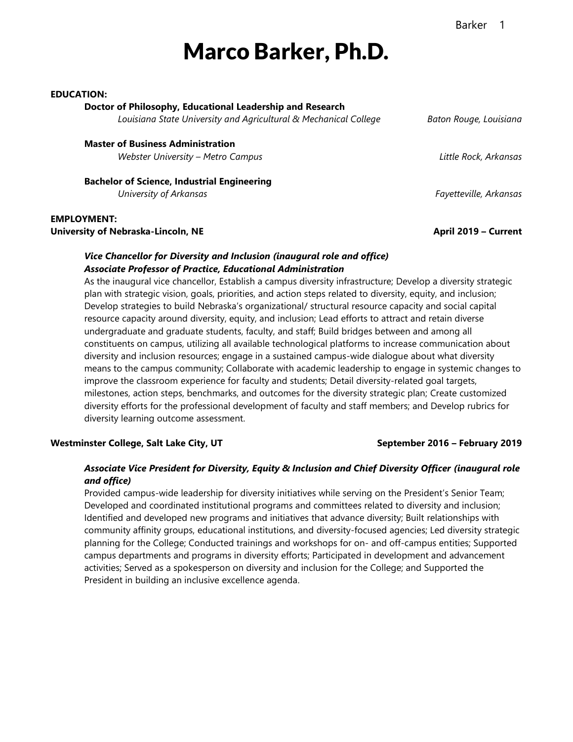# Marco Barker, Ph.D.

**EDUCATION:**

**Doctor of Philosophy, Educational Leadership and Research**
*Louisiana State University and Agricultural & Mechanical College* — *Baton Rouge, Louisiana*

**Master of Business Administration**
*Webster University – Metro Campus* — *Little Rock, Arkansas*

**Bachelor of Science, Industrial Engineering**
*University of Arkansas* — *Fayetteville, Arkansas*

**EMPLOYMENT:**

**University of Nebraska-Lincoln, NE** — **April 2019 – Current**

***Vice Chancellor for Diversity and Inclusion (inaugural role and office)***
***Associate Professor of Practice, Educational Administration***

As the inaugural vice chancellor, Establish a campus diversity infrastructure; Develop a diversity strategic plan with strategic vision, goals, priorities, and action steps related to diversity, equity, and inclusion; Develop strategies to build Nebraska's organizational/ structural resource capacity and social capital resource capacity around diversity, equity, and inclusion; Lead efforts to attract and retain diverse undergraduate and graduate students, faculty, and staff; Build bridges between and among all constituents on campus, utilizing all available technological platforms to increase communication about diversity and inclusion resources; engage in a sustained campus-wide dialogue about what diversity means to the campus community; Collaborate with academic leadership to engage in systemic changes to improve the classroom experience for faculty and students; Detail diversity-related goal targets, milestones, action steps, benchmarks, and outcomes for the diversity strategic plan; Create customized diversity efforts for the professional development of faculty and staff members; and Develop rubrics for diversity learning outcome assessment.

**Westminster College, Salt Lake City, UT** — **September 2016 – February 2019**

***Associate Vice President for Diversity, Equity & Inclusion and Chief Diversity Officer (inaugural role and office)***

Provided campus-wide leadership for diversity initiatives while serving on the President's Senior Team; Developed and coordinated institutional programs and committees related to diversity and inclusion; Identified and developed new programs and initiatives that advance diversity; Built relationships with community affinity groups, educational institutions, and diversity-focused agencies; Led diversity strategic planning for the College; Conducted trainings and workshops for on- and off-campus entities; Supported campus departments and programs in diversity efforts; Participated in development and advancement activities; Served as a spokesperson on diversity and inclusion for the College; and Supported the President in building an inclusive excellence agenda.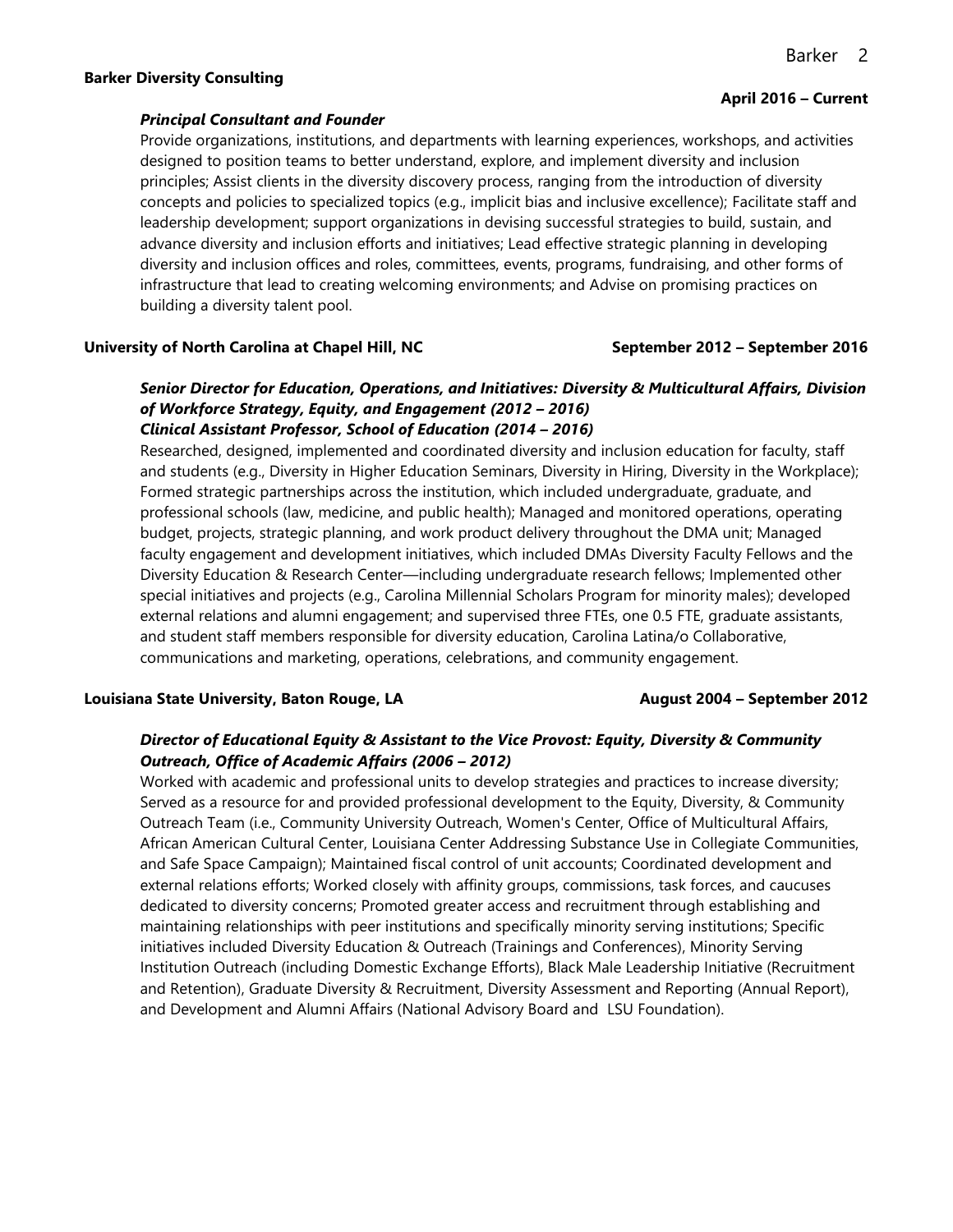**Barker Diversity Consulting** **April 2016 – Current**

***Principal Consultant and Founder***

Provide organizations, institutions, and departments with learning experiences, workshops, and activities designed to position teams to better understand, explore, and implement diversity and inclusion principles; Assist clients in the diversity discovery process, ranging from the introduction of diversity concepts and policies to specialized topics (e.g., implicit bias and inclusive excellence); Facilitate staff and leadership development; support organizations in devising successful strategies to build, sustain, and advance diversity and inclusion efforts and initiatives; Lead effective strategic planning in developing diversity and inclusion offices and roles, committees, events, programs, fundraising, and other forms of infrastructure that lead to creating welcoming environments; and Advise on promising practices on building a diversity talent pool.

**University of North Carolina at Chapel Hill, NC** **September 2012 – September 2016**

***Senior Director for Education, Operations, and Initiatives: Diversity & Multicultural Affairs, Division of Workforce Strategy, Equity, and Engagement (2012 – 2016)***
***Clinical Assistant Professor, School of Education (2014 – 2016)***

Researched, designed, implemented and coordinated diversity and inclusion education for faculty, staff and students (e.g., Diversity in Higher Education Seminars, Diversity in Hiring, Diversity in the Workplace); Formed strategic partnerships across the institution, which included undergraduate, graduate, and professional schools (law, medicine, and public health); Managed and monitored operations, operating budget, projects, strategic planning, and work product delivery throughout the DMA unit; Managed faculty engagement and development initiatives, which included DMAs Diversity Faculty Fellows and the Diversity Education & Research Center—including undergraduate research fellows; Implemented other special initiatives and projects (e.g., Carolina Millennial Scholars Program for minority males); developed external relations and alumni engagement; and supervised three FTEs, one 0.5 FTE, graduate assistants, and student staff members responsible for diversity education, Carolina Latina/o Collaborative, communications and marketing, operations, celebrations, and community engagement.

**Louisiana State University, Baton Rouge, LA** **August 2004 – September 2012**

***Director of Educational Equity & Assistant to the Vice Provost: Equity, Diversity & Community Outreach, Office of Academic Affairs (2006 – 2012)***

Worked with academic and professional units to develop strategies and practices to increase diversity; Served as a resource for and provided professional development to the Equity, Diversity, & Community Outreach Team (i.e., Community University Outreach, Women's Center, Office of Multicultural Affairs, African American Cultural Center, Louisiana Center Addressing Substance Use in Collegiate Communities, and Safe Space Campaign); Maintained fiscal control of unit accounts; Coordinated development and external relations efforts; Worked closely with affinity groups, commissions, task forces, and caucuses dedicated to diversity concerns; Promoted greater access and recruitment through establishing and maintaining relationships with peer institutions and specifically minority serving institutions; Specific initiatives included Diversity Education & Outreach (Trainings and Conferences), Minority Serving Institution Outreach (including Domestic Exchange Efforts), Black Male Leadership Initiative (Recruitment and Retention), Graduate Diversity & Recruitment, Diversity Assessment and Reporting (Annual Report), and Development and Alumni Affairs (National Advisory Board and LSU Foundation).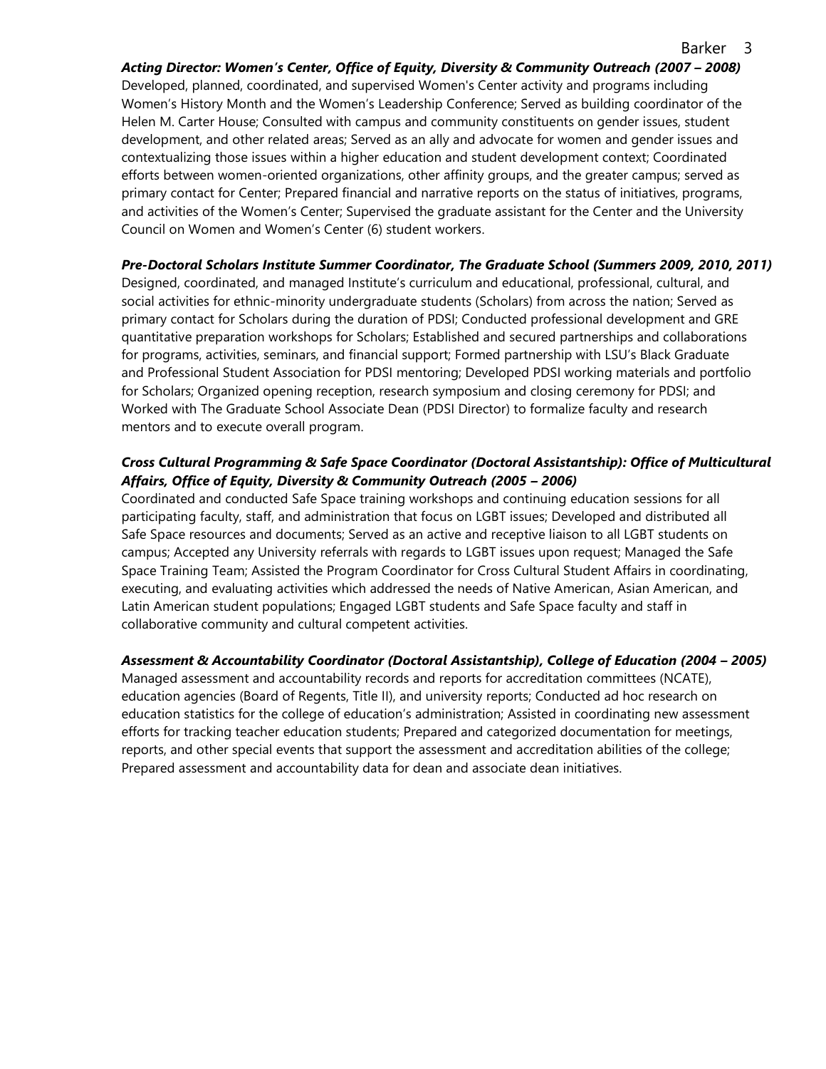***Acting Director: Women's Center, Office of Equity, Diversity & Community Outreach (2007 – 2008)***
Developed, planned, coordinated, and supervised Women's Center activity and programs including Women's History Month and the Women's Leadership Conference; Served as building coordinator of the Helen M. Carter House; Consulted with campus and community constituents on gender issues, student development, and other related areas; Served as an ally and advocate for women and gender issues and contextualizing those issues within a higher education and student development context; Coordinated efforts between women-oriented organizations, other affinity groups, and the greater campus; served as primary contact for Center; Prepared financial and narrative reports on the status of initiatives, programs, and activities of the Women's Center; Supervised the graduate assistant for the Center and the University Council on Women and Women's Center (6) student workers.

***Pre-Doctoral Scholars Institute Summer Coordinator, The Graduate School (Summers 2009, 2010, 2011)***
Designed, coordinated, and managed Institute's curriculum and educational, professional, cultural, and social activities for ethnic-minority undergraduate students (Scholars) from across the nation; Served as primary contact for Scholars during the duration of PDSI; Conducted professional development and GRE quantitative preparation workshops for Scholars; Established and secured partnerships and collaborations for programs, activities, seminars, and financial support; Formed partnership with LSU's Black Graduate and Professional Student Association for PDSI mentoring; Developed PDSI working materials and portfolio for Scholars; Organized opening reception, research symposium and closing ceremony for PDSI; and Worked with The Graduate School Associate Dean (PDSI Director) to formalize faculty and research mentors and to execute overall program.

***Cross Cultural Programming & Safe Space Coordinator (Doctoral Assistantship): Office of Multicultural Affairs, Office of Equity, Diversity & Community Outreach (2005 – 2006)***
Coordinated and conducted Safe Space training workshops and continuing education sessions for all participating faculty, staff, and administration that focus on LGBT issues; Developed and distributed all Safe Space resources and documents; Served as an active and receptive liaison to all LGBT students on campus; Accepted any University referrals with regards to LGBT issues upon request; Managed the Safe Space Training Team; Assisted the Program Coordinator for Cross Cultural Student Affairs in coordinating, executing, and evaluating activities which addressed the needs of Native American, Asian American, and Latin American student populations; Engaged LGBT students and Safe Space faculty and staff in collaborative community and cultural competent activities.

***Assessment & Accountability Coordinator (Doctoral Assistantship), College of Education (2004 – 2005)***
Managed assessment and accountability records and reports for accreditation committees (NCATE), education agencies (Board of Regents, Title II), and university reports; Conducted ad hoc research on education statistics for the college of education's administration; Assisted in coordinating new assessment efforts for tracking teacher education students; Prepared and categorized documentation for meetings, reports, and other special events that support the assessment and accreditation abilities of the college; Prepared assessment and accountability data for dean and associate dean initiatives.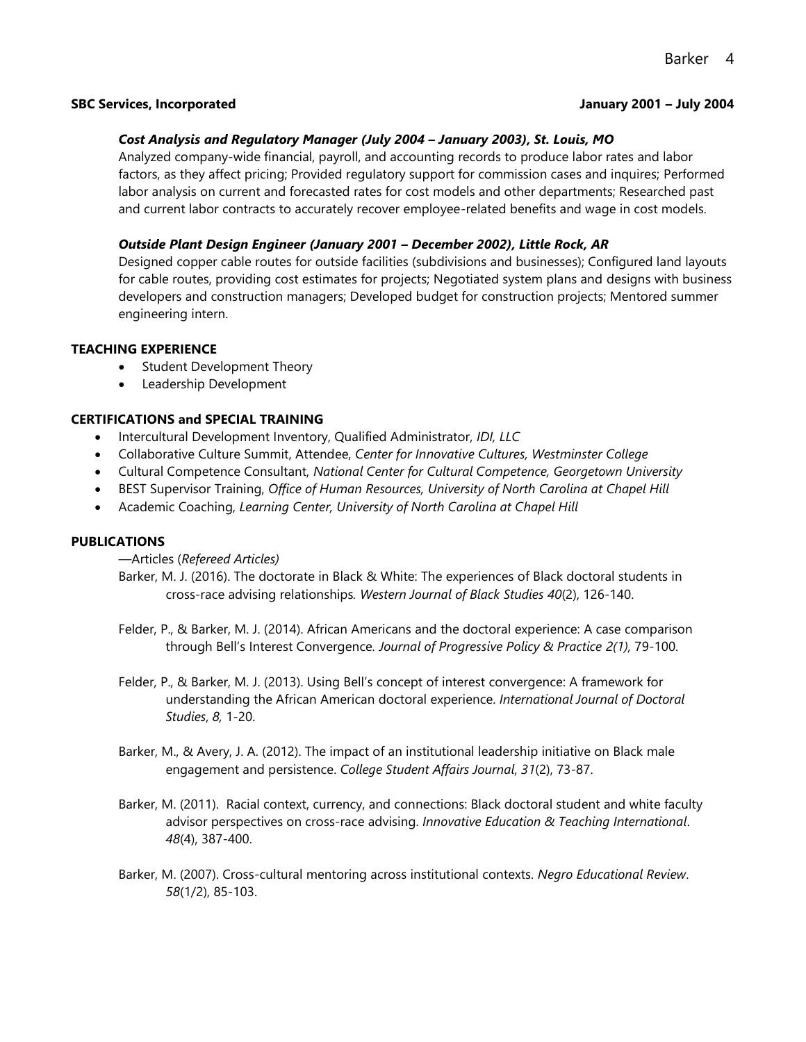**SBC Services, Incorporated** **January 2001 – July 2004**

***Cost Analysis and Regulatory Manager (July 2004 – January 2003), St. Louis, MO***

Analyzed company-wide financial, payroll, and accounting records to produce labor rates and labor factors, as they affect pricing; Provided regulatory support for commission cases and inquires; Performed labor analysis on current and forecasted rates for cost models and other departments; Researched past and current labor contracts to accurately recover employee-related benefits and wage in cost models.

***Outside Plant Design Engineer (January 2001 – December 2002), Little Rock, AR***

Designed copper cable routes for outside facilities (subdivisions and businesses); Configured land layouts for cable routes, providing cost estimates for projects; Negotiated system plans and designs with business developers and construction managers; Developed budget for construction projects; Mentored summer engineering intern.

## TEACHING EXPERIENCE

- Student Development Theory
- Leadership Development

## CERTIFICATIONS and SPECIAL TRAINING

- Intercultural Development Inventory, Qualified Administrator, *IDI, LLC*
- Collaborative Culture Summit, Attendee, *Center for Innovative Cultures, Westminster College*
- Cultural Competence Consultant, *National Center for Cultural Competence, Georgetown University*
- BEST Supervisor Training, *Office of Human Resources, University of North Carolina at Chapel Hill*
- Academic Coaching, *Learning Center, University of North Carolina at Chapel Hill*

## PUBLICATIONS

—Articles (*Refereed Articles)*

Barker, M. J. (2016). The doctorate in Black & White: The experiences of Black doctoral students in cross-race advising relationships. *Western Journal of Black Studies 40*(2), 126-140.

Felder, P., & Barker, M. J. (2014). African Americans and the doctoral experience: A case comparison through Bell's Interest Convergence. *Journal of Progressive Policy & Practice 2(1),* 79-100.

Felder, P., & Barker, M. J. (2013). Using Bell's concept of interest convergence: A framework for understanding the African American doctoral experience. *International Journal of Doctoral Studies*, *8,* 1-20.

Barker, M., & Avery, J. A. (2012). The impact of an institutional leadership initiative on Black male engagement and persistence. *College Student Affairs Journal*, *31*(2), 73-87.

Barker, M. (2011). Racial context, currency, and connections: Black doctoral student and white faculty advisor perspectives on cross-race advising. *Innovative Education & Teaching International*. *48*(4), 387-400.

Barker, M. (2007). Cross-cultural mentoring across institutional contexts. *Negro Educational Review*. *58*(1/2), 85-103.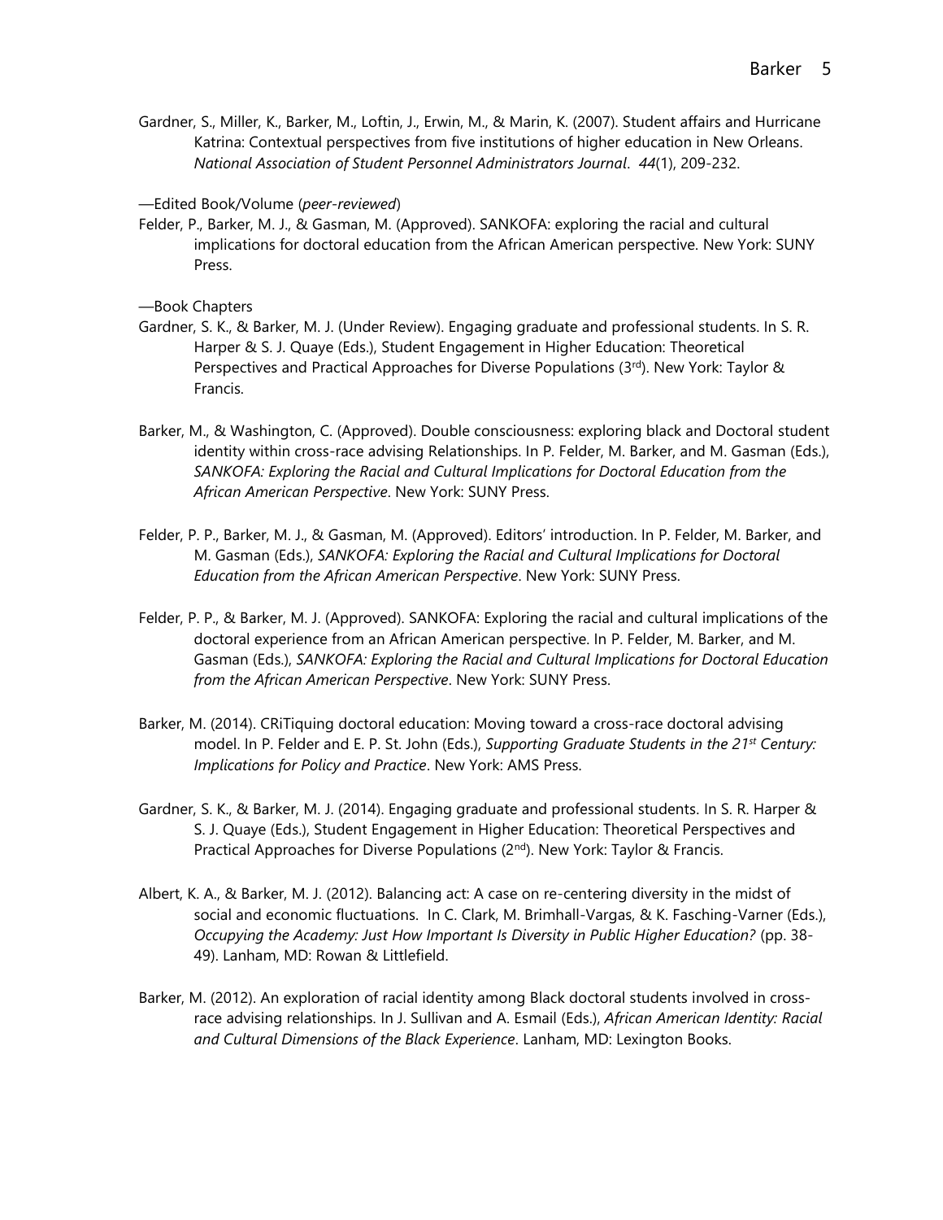Gardner, S., Miller, K., Barker, M., Loftin, J., Erwin, M., & Marin, K. (2007). Student affairs and Hurricane Katrina: Contextual perspectives from five institutions of higher education in New Orleans. *National Association of Student Personnel Administrators Journal*. *44*(1), 209-232.

—Edited Book/Volume (*peer-reviewed*)

Felder, P., Barker, M. J., & Gasman, M. (Approved). SANKOFA: exploring the racial and cultural implications for doctoral education from the African American perspective. New York: SUNY Press.

—Book Chapters

Gardner, S. K., & Barker, M. J. (Under Review). Engaging graduate and professional students. In S. R. Harper & S. J. Quaye (Eds.), Student Engagement in Higher Education: Theoretical Perspectives and Practical Approaches for Diverse Populations (3rd). New York: Taylor & Francis.

Barker, M., & Washington, C. (Approved). Double consciousness: exploring black and Doctoral student identity within cross-race advising Relationships. In P. Felder, M. Barker, and M. Gasman (Eds.), *SANKOFA: Exploring the Racial and Cultural Implications for Doctoral Education from the African American Perspective*. New York: SUNY Press.

Felder, P. P., Barker, M. J., & Gasman, M. (Approved). Editors' introduction. In P. Felder, M. Barker, and M. Gasman (Eds.), *SANKOFA: Exploring the Racial and Cultural Implications for Doctoral Education from the African American Perspective*. New York: SUNY Press.

Felder, P. P., & Barker, M. J. (Approved). SANKOFA: Exploring the racial and cultural implications of the doctoral experience from an African American perspective. In P. Felder, M. Barker, and M. Gasman (Eds.), *SANKOFA: Exploring the Racial and Cultural Implications for Doctoral Education from the African American Perspective*. New York: SUNY Press.

Barker, M. (2014). CRiTiquing doctoral education: Moving toward a cross-race doctoral advising model. In P. Felder and E. P. St. John (Eds.), *Supporting Graduate Students in the 21st Century: Implications for Policy and Practice*. New York: AMS Press.

Gardner, S. K., & Barker, M. J. (2014). Engaging graduate and professional students. In S. R. Harper & S. J. Quaye (Eds.), Student Engagement in Higher Education: Theoretical Perspectives and Practical Approaches for Diverse Populations (2nd). New York: Taylor & Francis.

Albert, K. A., & Barker, M. J. (2012). Balancing act: A case on re-centering diversity in the midst of social and economic fluctuations. In C. Clark, M. Brimhall-Vargas, & K. Fasching-Varner (Eds.), *Occupying the Academy: Just How Important Is Diversity in Public Higher Education?* (pp. 38-49). Lanham, MD: Rowan & Littlefield.

Barker, M. (2012). An exploration of racial identity among Black doctoral students involved in cross-race advising relationships. In J. Sullivan and A. Esmail (Eds.), *African American Identity: Racial and Cultural Dimensions of the Black Experience*. Lanham, MD: Lexington Books.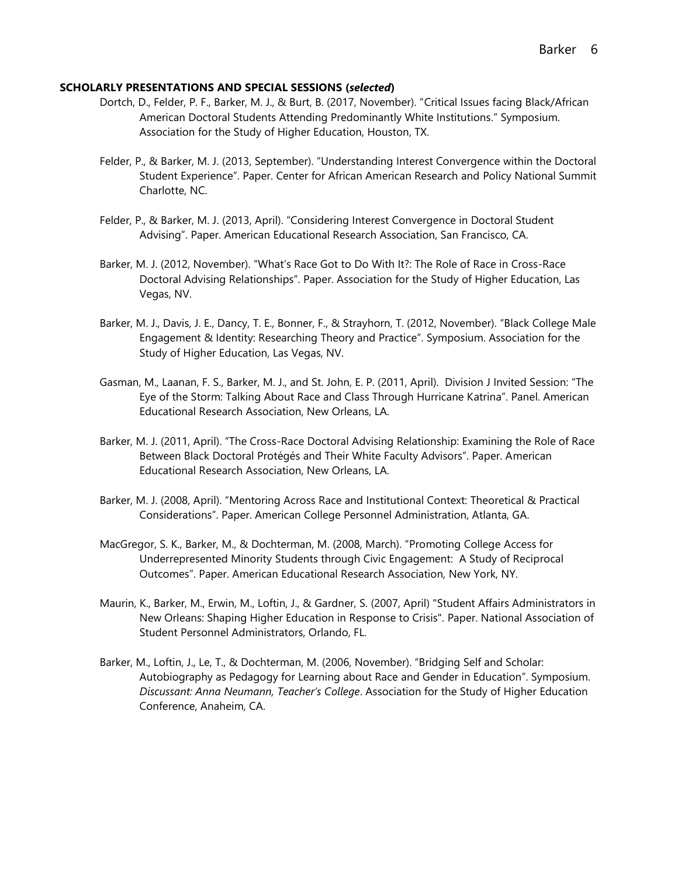**SCHOLARLY PRESENTATIONS AND SPECIAL SESSIONS (*selected*)**

Dortch, D., Felder, P. F., Barker, M. J., & Burt, B. (2017, November). "Critical Issues facing Black/African American Doctoral Students Attending Predominantly White Institutions." Symposium. Association for the Study of Higher Education, Houston, TX.

Felder, P., & Barker, M. J. (2013, September). "Understanding Interest Convergence within the Doctoral Student Experience". Paper. Center for African American Research and Policy National Summit Charlotte, NC.

Felder, P., & Barker, M. J. (2013, April). "Considering Interest Convergence in Doctoral Student Advising". Paper. American Educational Research Association, San Francisco, CA.

Barker, M. J. (2012, November). "What's Race Got to Do With It?: The Role of Race in Cross-Race Doctoral Advising Relationships". Paper. Association for the Study of Higher Education, Las Vegas, NV.

Barker, M. J., Davis, J. E., Dancy, T. E., Bonner, F., & Strayhorn, T. (2012, November). "Black College Male Engagement & Identity: Researching Theory and Practice". Symposium. Association for the Study of Higher Education, Las Vegas, NV.

Gasman, M., Laanan, F. S., Barker, M. J., and St. John, E. P. (2011, April). Division J Invited Session: "The Eye of the Storm: Talking About Race and Class Through Hurricane Katrina". Panel. American Educational Research Association, New Orleans, LA.

Barker, M. J. (2011, April). "The Cross-Race Doctoral Advising Relationship: Examining the Role of Race Between Black Doctoral Protégés and Their White Faculty Advisors". Paper. American Educational Research Association, New Orleans, LA.

Barker, M. J. (2008, April). "Mentoring Across Race and Institutional Context: Theoretical & Practical Considerations". Paper. American College Personnel Administration, Atlanta, GA.

MacGregor, S. K., Barker, M., & Dochterman, M. (2008, March). "Promoting College Access for Underrepresented Minority Students through Civic Engagement: A Study of Reciprocal Outcomes". Paper. American Educational Research Association, New York, NY.

Maurin, K., Barker, M., Erwin, M., Loftin, J., & Gardner, S. (2007, April) "Student Affairs Administrators in New Orleans: Shaping Higher Education in Response to Crisis". Paper. National Association of Student Personnel Administrators, Orlando, FL.

Barker, M., Loftin, J., Le, T., & Dochterman, M. (2006, November). "Bridging Self and Scholar: Autobiography as Pedagogy for Learning about Race and Gender in Education". Symposium. *Discussant: Anna Neumann, Teacher's College*. Association for the Study of Higher Education Conference, Anaheim, CA.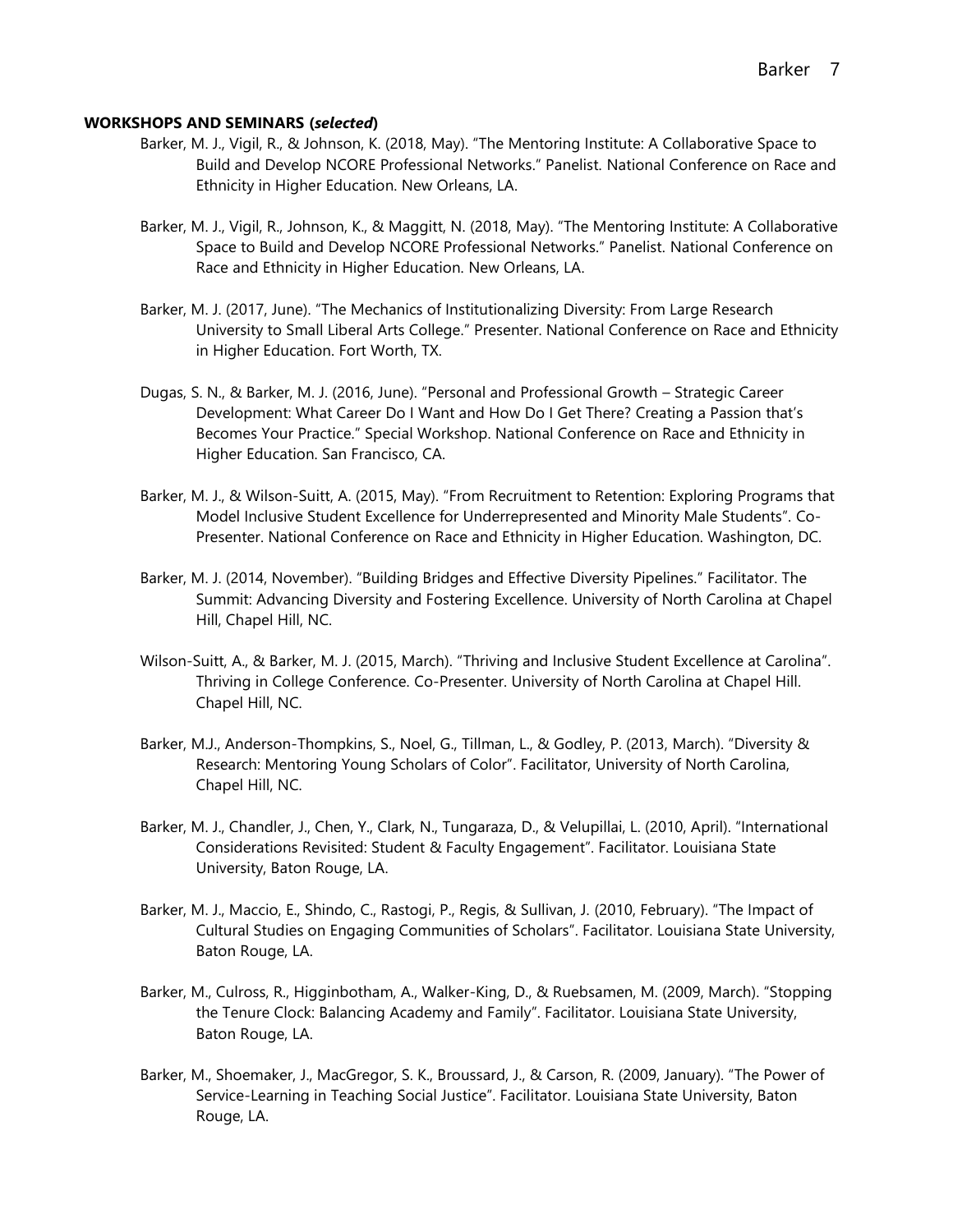**WORKSHOPS AND SEMINARS (*selected*)**

Barker, M. J., Vigil, R., & Johnson, K. (2018, May). "The Mentoring Institute: A Collaborative Space to Build and Develop NCORE Professional Networks." Panelist. National Conference on Race and Ethnicity in Higher Education. New Orleans, LA.

Barker, M. J., Vigil, R., Johnson, K., & Maggitt, N. (2018, May). "The Mentoring Institute: A Collaborative Space to Build and Develop NCORE Professional Networks." Panelist. National Conference on Race and Ethnicity in Higher Education. New Orleans, LA.

Barker, M. J. (2017, June). "The Mechanics of Institutionalizing Diversity: From Large Research University to Small Liberal Arts College." Presenter. National Conference on Race and Ethnicity in Higher Education. Fort Worth, TX.

Dugas, S. N., & Barker, M. J. (2016, June). "Personal and Professional Growth – Strategic Career Development: What Career Do I Want and How Do I Get There? Creating a Passion that's Becomes Your Practice." Special Workshop. National Conference on Race and Ethnicity in Higher Education. San Francisco, CA.

Barker, M. J., & Wilson-Suitt, A. (2015, May). "From Recruitment to Retention: Exploring Programs that Model Inclusive Student Excellence for Underrepresented and Minority Male Students". Co-Presenter. National Conference on Race and Ethnicity in Higher Education. Washington, DC.

Barker, M. J. (2014, November). "Building Bridges and Effective Diversity Pipelines." Facilitator. The Summit: Advancing Diversity and Fostering Excellence. University of North Carolina at Chapel Hill, Chapel Hill, NC.

Wilson-Suitt, A., & Barker, M. J. (2015, March). "Thriving and Inclusive Student Excellence at Carolina". Thriving in College Conference. Co-Presenter. University of North Carolina at Chapel Hill. Chapel Hill, NC.

Barker, M.J., Anderson-Thompkins, S., Noel, G., Tillman, L., & Godley, P. (2013, March). "Diversity & Research: Mentoring Young Scholars of Color". Facilitator, University of North Carolina, Chapel Hill, NC.

Barker, M. J., Chandler, J., Chen, Y., Clark, N., Tungaraza, D., & Velupillai, L. (2010, April). "International Considerations Revisited: Student & Faculty Engagement". Facilitator. Louisiana State University, Baton Rouge, LA.

Barker, M. J., Maccio, E., Shindo, C., Rastogi, P., Regis, & Sullivan, J. (2010, February). "The Impact of Cultural Studies on Engaging Communities of Scholars". Facilitator. Louisiana State University, Baton Rouge, LA.

Barker, M., Culross, R., Higginbotham, A., Walker-King, D., & Ruebsamen, M. (2009, March). "Stopping the Tenure Clock: Balancing Academy and Family". Facilitator. Louisiana State University, Baton Rouge, LA.

Barker, M., Shoemaker, J., MacGregor, S. K., Broussard, J., & Carson, R. (2009, January). "The Power of Service-Learning in Teaching Social Justice". Facilitator. Louisiana State University, Baton Rouge, LA.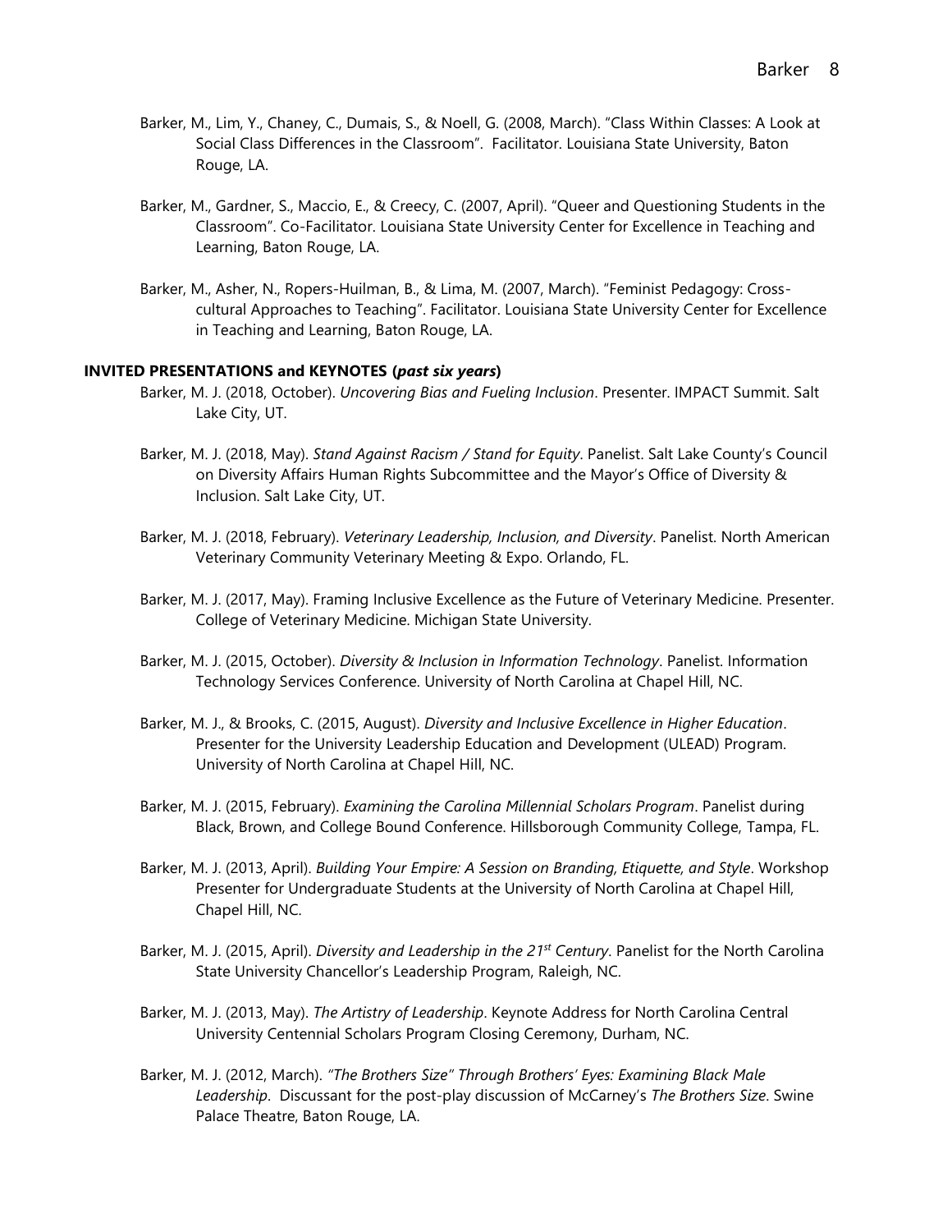Barker, M., Lim, Y., Chaney, C., Dumais, S., & Noell, G. (2008, March). "Class Within Classes: A Look at Social Class Differences in the Classroom". Facilitator. Louisiana State University, Baton Rouge, LA.

Barker, M., Gardner, S., Maccio, E., & Creecy, C. (2007, April). "Queer and Questioning Students in the Classroom". Co-Facilitator. Louisiana State University Center for Excellence in Teaching and Learning, Baton Rouge, LA.

Barker, M., Asher, N., Ropers-Huilman, B., & Lima, M. (2007, March). "Feminist Pedagogy: Cross-cultural Approaches to Teaching". Facilitator. Louisiana State University Center for Excellence in Teaching and Learning, Baton Rouge, LA.

**INVITED PRESENTATIONS and KEYNOTES (*past six years*)**

Barker, M. J. (2018, October). *Uncovering Bias and Fueling Inclusion*. Presenter. IMPACT Summit. Salt Lake City, UT.

Barker, M. J. (2018, May). *Stand Against Racism / Stand for Equity*. Panelist. Salt Lake County's Council on Diversity Affairs Human Rights Subcommittee and the Mayor's Office of Diversity & Inclusion. Salt Lake City, UT.

Barker, M. J. (2018, February). *Veterinary Leadership, Inclusion, and Diversity*. Panelist. North American Veterinary Community Veterinary Meeting & Expo. Orlando, FL.

Barker, M. J. (2017, May). Framing Inclusive Excellence as the Future of Veterinary Medicine. Presenter. College of Veterinary Medicine. Michigan State University.

Barker, M. J. (2015, October). *Diversity & Inclusion in Information Technology*. Panelist. Information Technology Services Conference. University of North Carolina at Chapel Hill, NC.

Barker, M. J., & Brooks, C. (2015, August). *Diversity and Inclusive Excellence in Higher Education*. Presenter for the University Leadership Education and Development (ULEAD) Program. University of North Carolina at Chapel Hill, NC.

Barker, M. J. (2015, February). *Examining the Carolina Millennial Scholars Program*. Panelist during Black, Brown, and College Bound Conference. Hillsborough Community College, Tampa, FL.

Barker, M. J. (2013, April). *Building Your Empire: A Session on Branding, Etiquette, and Style*. Workshop Presenter for Undergraduate Students at the University of North Carolina at Chapel Hill, Chapel Hill, NC.

Barker, M. J. (2015, April). *Diversity and Leadership in the 21st Century*. Panelist for the North Carolina State University Chancellor's Leadership Program, Raleigh, NC.

Barker, M. J. (2013, May). *The Artistry of Leadership*. Keynote Address for North Carolina Central University Centennial Scholars Program Closing Ceremony, Durham, NC.

Barker, M. J. (2012, March). *"The Brothers Size" Through Brothers' Eyes: Examining Black Male Leadership*. Discussant for the post-play discussion of McCarney's *The Brothers Size*. Swine Palace Theatre, Baton Rouge, LA.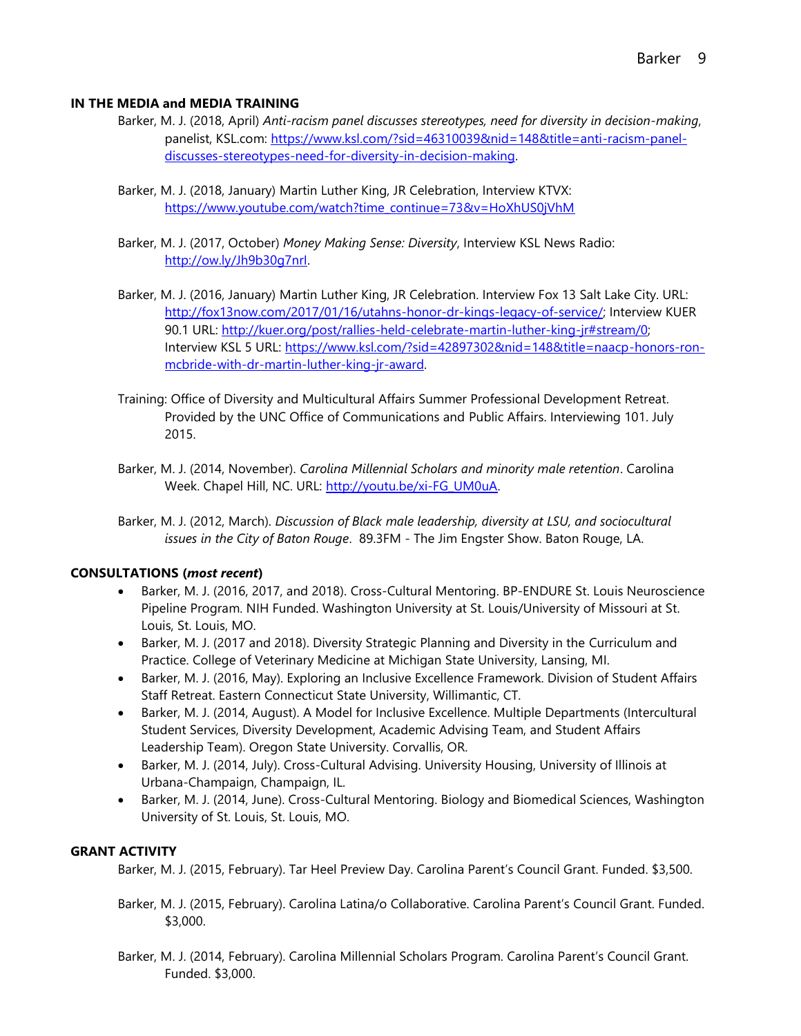## IN THE MEDIA and MEDIA TRAINING

Barker, M. J. (2018, April) *Anti-racism panel discusses stereotypes, need for diversity in decision-making*, panelist, KSL.com: https://www.ksl.com/?sid=46310039&nid=148&title=anti-racism-panel-discusses-stereotypes-need-for-diversity-in-decision-making.

Barker, M. J. (2018, January) Martin Luther King, JR Celebration, Interview KTVX: https://www.youtube.com/watch?time_continue=73&v=HoXhUS0jVhM

Barker, M. J. (2017, October) *Money Making Sense: Diversity*, Interview KSL News Radio: http://ow.ly/Jh9b30g7nrI.

Barker, M. J. (2016, January) Martin Luther King, JR Celebration. Interview Fox 13 Salt Lake City. URL: http://fox13now.com/2017/01/16/utahns-honor-dr-kings-legacy-of-service/; Interview KUER 90.1 URL: http://kuer.org/post/rallies-held-celebrate-martin-luther-king-jr#stream/0; Interview KSL 5 URL: https://www.ksl.com/?sid=42897302&nid=148&title=naacp-honors-ron-mcbride-with-dr-martin-luther-king-jr-award.

Training: Office of Diversity and Multicultural Affairs Summer Professional Development Retreat. Provided by the UNC Office of Communications and Public Affairs. Interviewing 101. July 2015.

Barker, M. J. (2014, November). *Carolina Millennial Scholars and minority male retention*. Carolina Week. Chapel Hill, NC. URL: http://youtu.be/xi-FG_UM0uA.

Barker, M. J. (2012, March). *Discussion of Black male leadership, diversity at LSU, and sociocultural issues in the City of Baton Rouge*. 89.3FM - The Jim Engster Show. Baton Rouge, LA.

## CONSULTATIONS (*most recent*)

- Barker, M. J. (2016, 2017, and 2018). Cross-Cultural Mentoring. BP-ENDURE St. Louis Neuroscience Pipeline Program. NIH Funded. Washington University at St. Louis/University of Missouri at St. Louis, St. Louis, MO.
- Barker, M. J. (2017 and 2018). Diversity Strategic Planning and Diversity in the Curriculum and Practice. College of Veterinary Medicine at Michigan State University, Lansing, MI.
- Barker, M. J. (2016, May). Exploring an Inclusive Excellence Framework. Division of Student Affairs Staff Retreat. Eastern Connecticut State University, Willimantic, CT.
- Barker, M. J. (2014, August). A Model for Inclusive Excellence. Multiple Departments (Intercultural Student Services, Diversity Development, Academic Advising Team, and Student Affairs Leadership Team). Oregon State University. Corvallis, OR.
- Barker, M. J. (2014, July). Cross-Cultural Advising. University Housing, University of Illinois at Urbana-Champaign, Champaign, IL.
- Barker, M. J. (2014, June). Cross-Cultural Mentoring. Biology and Biomedical Sciences, Washington University of St. Louis, St. Louis, MO.

## GRANT ACTIVITY

Barker, M. J. (2015, February). Tar Heel Preview Day. Carolina Parent's Council Grant. Funded. $3,500.

Barker, M. J. (2015, February). Carolina Latina/o Collaborative. Carolina Parent's Council Grant. Funded. $3,000.

Barker, M. J. (2014, February). Carolina Millennial Scholars Program. Carolina Parent's Council Grant. Funded. $3,000.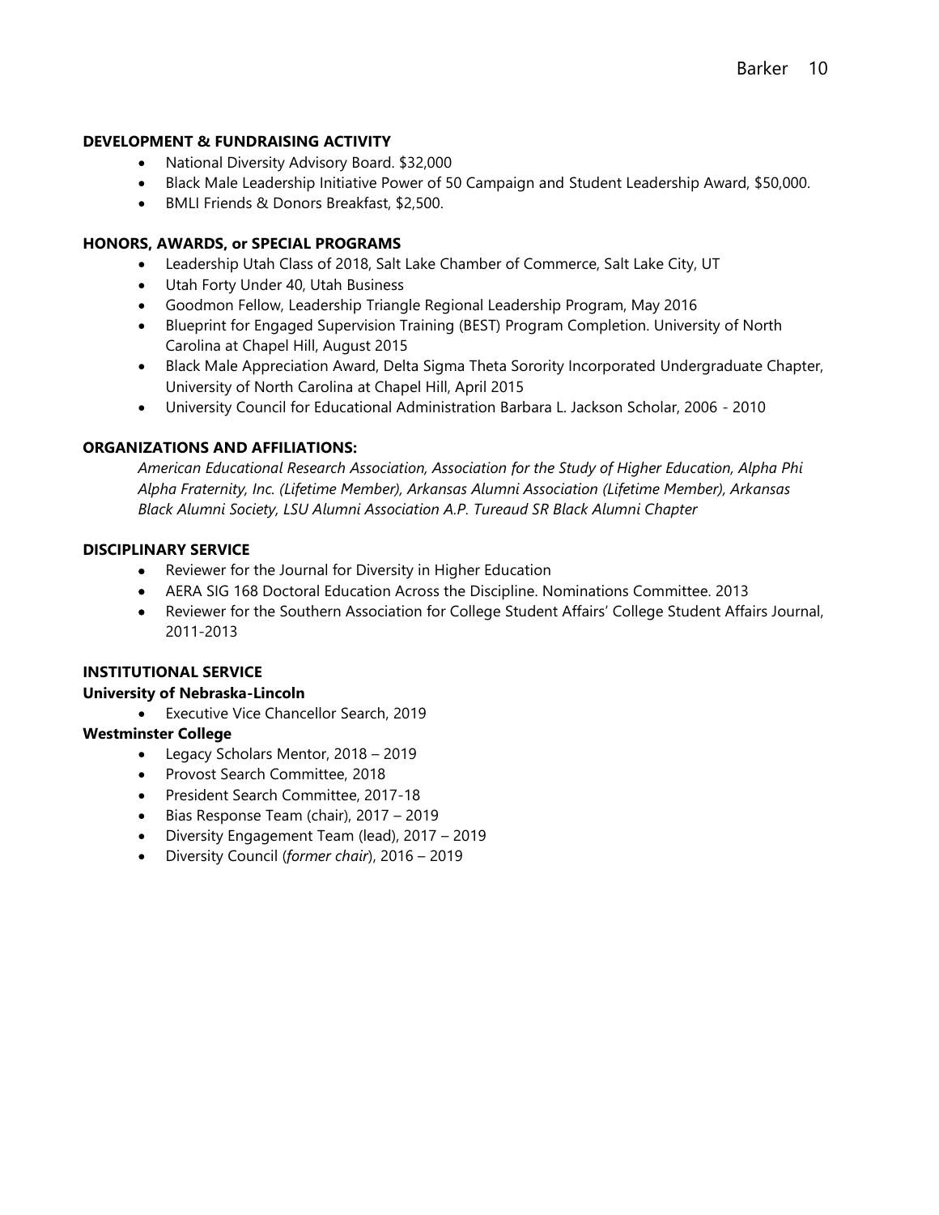**DEVELOPMENT & FUNDRAISING ACTIVITY**

- National Diversity Advisory Board. $32,000
- Black Male Leadership Initiative Power of 50 Campaign and Student Leadership Award, $50,000.
- BMLI Friends & Donors Breakfast, $2,500.

**HONORS, AWARDS, or SPECIAL PROGRAMS**

- Leadership Utah Class of 2018, Salt Lake Chamber of Commerce, Salt Lake City, UT
- Utah Forty Under 40, Utah Business
- Goodmon Fellow, Leadership Triangle Regional Leadership Program, May 2016
- Blueprint for Engaged Supervision Training (BEST) Program Completion. University of North Carolina at Chapel Hill, August 2015
- Black Male Appreciation Award, Delta Sigma Theta Sorority Incorporated Undergraduate Chapter, University of North Carolina at Chapel Hill, April 2015
- University Council for Educational Administration Barbara L. Jackson Scholar, 2006 - 2010

**ORGANIZATIONS AND AFFILIATIONS:**

*American Educational Research Association, Association for the Study of Higher Education, Alpha Phi Alpha Fraternity, Inc. (Lifetime Member), Arkansas Alumni Association (Lifetime Member), Arkansas Black Alumni Society, LSU Alumni Association A.P. Tureaud SR Black Alumni Chapter*

**DISCIPLINARY SERVICE**

- Reviewer for the Journal for Diversity in Higher Education
- AERA SIG 168 Doctoral Education Across the Discipline. Nominations Committee. 2013
- Reviewer for the Southern Association for College Student Affairs' College Student Affairs Journal, 2011-2013

**INSTITUTIONAL SERVICE**

**University of Nebraska-Lincoln**

- Executive Vice Chancellor Search, 2019

**Westminster College**

- Legacy Scholars Mentor, 2018 – 2019
- Provost Search Committee, 2018
- President Search Committee, 2017-18
- Bias Response Team (chair), 2017 – 2019
- Diversity Engagement Team (lead), 2017 – 2019
- Diversity Council (*former chair*), 2016 – 2019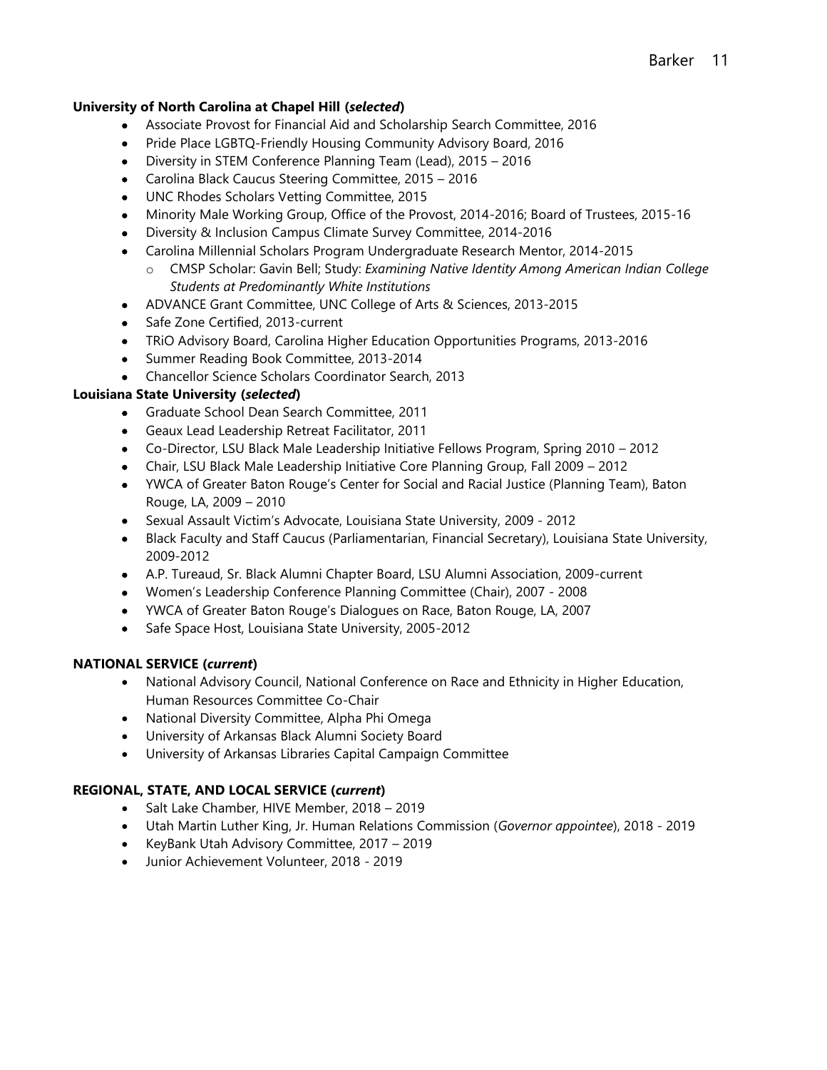**University of North Carolina at Chapel Hill (*selected*)**

- Associate Provost for Financial Aid and Scholarship Search Committee, 2016
- Pride Place LGBTQ-Friendly Housing Community Advisory Board, 2016
- Diversity in STEM Conference Planning Team (Lead), 2015 – 2016
- Carolina Black Caucus Steering Committee, 2015 – 2016
- UNC Rhodes Scholars Vetting Committee, 2015
- Minority Male Working Group, Office of the Provost, 2014-2016; Board of Trustees, 2015-16
- Diversity & Inclusion Campus Climate Survey Committee, 2014-2016
- Carolina Millennial Scholars Program Undergraduate Research Mentor, 2014-2015
    - CMSP Scholar: Gavin Bell; Study: *Examining Native Identity Among American Indian College Students at Predominantly White Institutions*
- ADVANCE Grant Committee, UNC College of Arts & Sciences, 2013-2015
- Safe Zone Certified, 2013-current
- TRiO Advisory Board, Carolina Higher Education Opportunities Programs, 2013-2016
- Summer Reading Book Committee, 2013-2014
- Chancellor Science Scholars Coordinator Search, 2013

**Louisiana State University (*selected*)**

- Graduate School Dean Search Committee, 2011
- Geaux Lead Leadership Retreat Facilitator, 2011
- Co-Director, LSU Black Male Leadership Initiative Fellows Program, Spring 2010 – 2012
- Chair, LSU Black Male Leadership Initiative Core Planning Group, Fall 2009 – 2012
- YWCA of Greater Baton Rouge's Center for Social and Racial Justice (Planning Team), Baton Rouge, LA, 2009 – 2010
- Sexual Assault Victim's Advocate, Louisiana State University, 2009 - 2012
- Black Faculty and Staff Caucus (Parliamentarian, Financial Secretary), Louisiana State University, 2009-2012
- A.P. Tureaud, Sr. Black Alumni Chapter Board, LSU Alumni Association, 2009-current
- Women's Leadership Conference Planning Committee (Chair), 2007 - 2008
- YWCA of Greater Baton Rouge's Dialogues on Race, Baton Rouge, LA, 2007
- Safe Space Host, Louisiana State University, 2005-2012

**NATIONAL SERVICE (*current*)**

- National Advisory Council, National Conference on Race and Ethnicity in Higher Education, Human Resources Committee Co-Chair
- National Diversity Committee, Alpha Phi Omega
- University of Arkansas Black Alumni Society Board
- University of Arkansas Libraries Capital Campaign Committee

**REGIONAL, STATE, AND LOCAL SERVICE (*current*)**

- Salt Lake Chamber, HIVE Member, 2018 – 2019
- Utah Martin Luther King, Jr. Human Relations Commission (*Governor appointee*), 2018 - 2019
- KeyBank Utah Advisory Committee, 2017 – 2019
- Junior Achievement Volunteer, 2018 - 2019